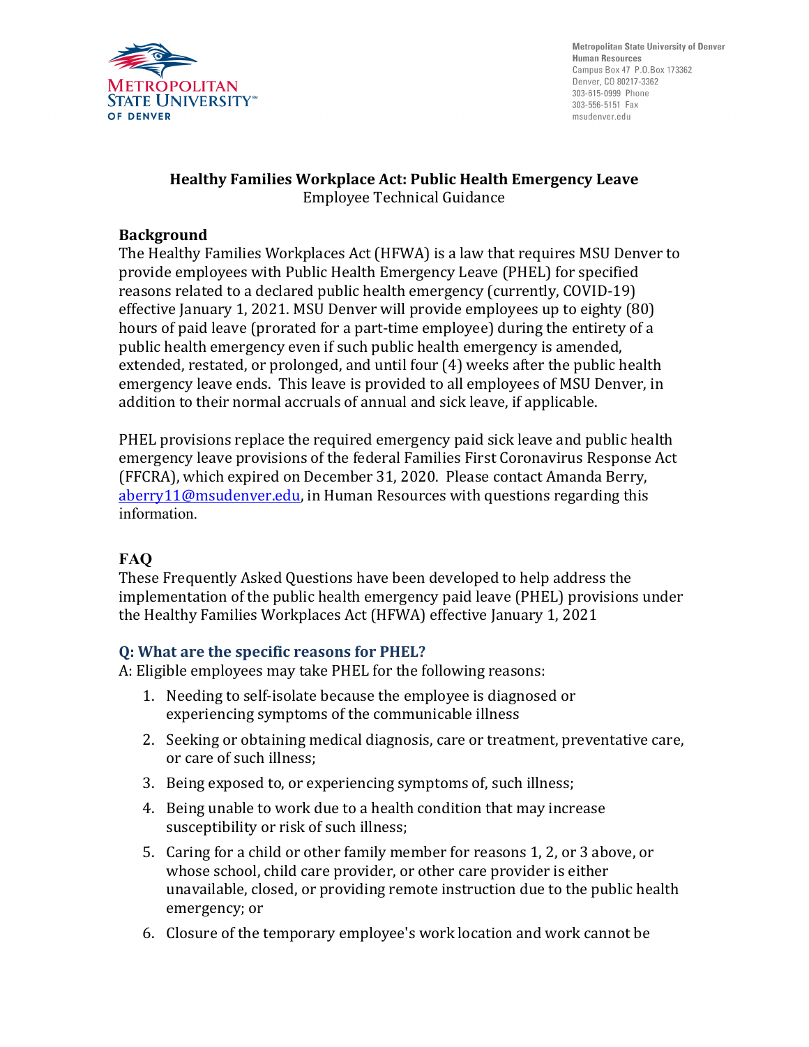Metropolitan State University of Denver
Human Resources
Campus Box 47 P.O.Box 173362
Denver, CO 80217-3362
303-615-0999 Phone
303-556-5151 Fax
msudenver.edu

# Healthy Families Workplace Act: Public Health Emergency Leave

Employee Technical Guidance

## Background

The Healthy Families Workplaces Act (HFWA) is a law that requires MSU Denver to provide employees with Public Health Emergency Leave (PHEL) for specified reasons related to a declared public health emergency (currently, COVID-19) effective January 1, 2021. MSU Denver will provide employees up to eighty (80) hours of paid leave (prorated for a part-time employee) during the entirety of a public health emergency even if such public health emergency is amended, extended, restated, or prolonged, and until four (4) weeks after the public health emergency leave ends. This leave is provided to all employees of MSU Denver, in addition to their normal accruals of annual and sick leave, if applicable.

PHEL provisions replace the required emergency paid sick leave and public health emergency leave provisions of the federal Families First Coronavirus Response Act (FFCRA), which expired on December 31, 2020. Please contact Amanda Berry, aberry11@msudenver.edu, in Human Resources with questions regarding this information.

## FAQ

These Frequently Asked Questions have been developed to help address the implementation of the public health emergency paid leave (PHEL) provisions under the Healthy Families Workplaces Act (HFWA) effective January 1, 2021

### Q: What are the specific reasons for PHEL?

A: Eligible employees may take PHEL for the following reasons:

1. Needing to self-isolate because the employee is diagnosed or experiencing symptoms of the communicable illness
2. Seeking or obtaining medical diagnosis, care or treatment, preventative care, or care of such illness;
3. Being exposed to, or experiencing symptoms of, such illness;
4. Being unable to work due to a health condition that may increase susceptibility or risk of such illness;
5. Caring for a child or other family member for reasons 1, 2, or 3 above, or whose school, child care provider, or other care provider is either unavailable, closed, or providing remote instruction due to the public health emergency; or
6. Closure of the temporary employee's work location and work cannot be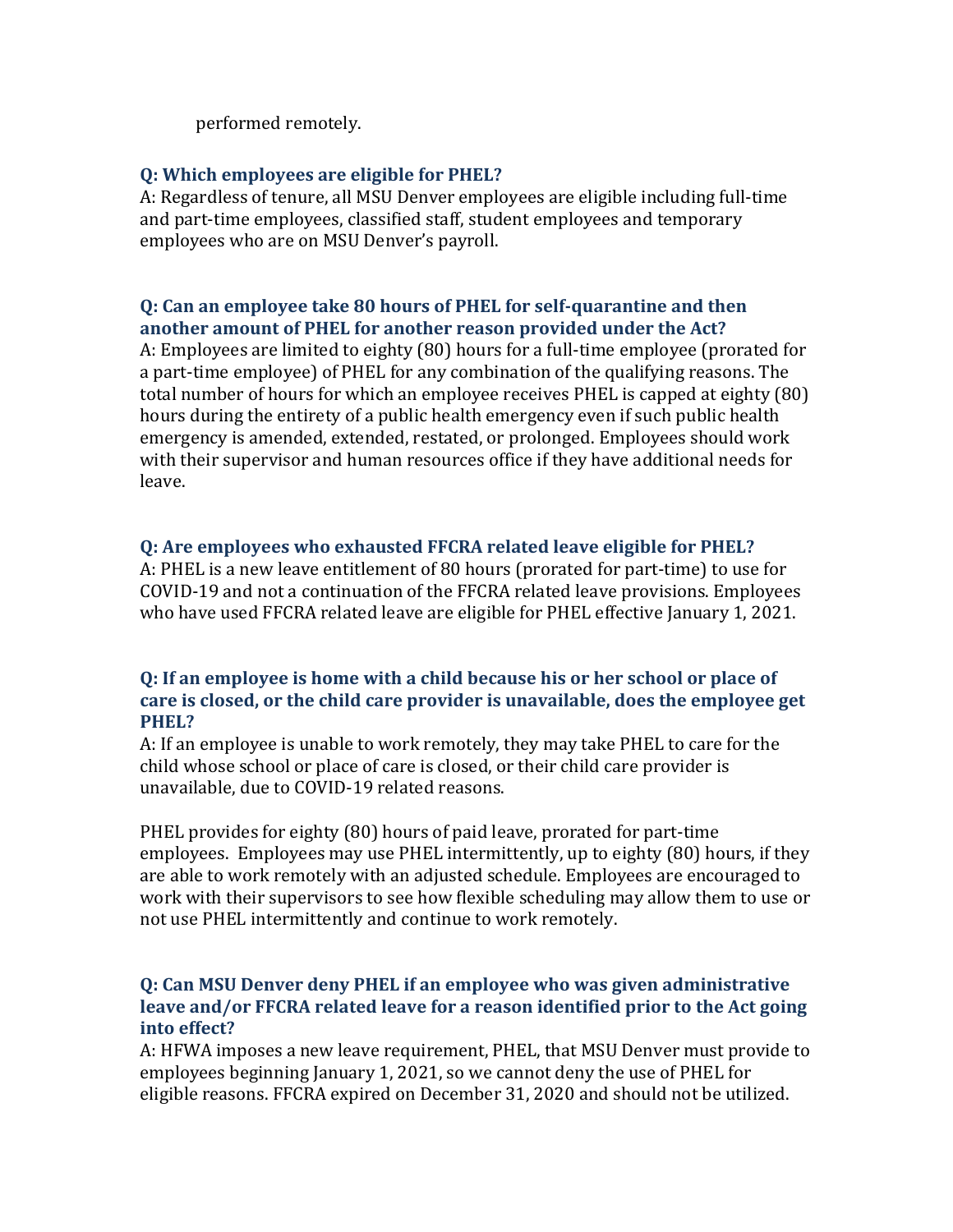performed remotely.

### Q: Which employees are eligible for PHEL?

A: Regardless of tenure, all MSU Denver employees are eligible including full-time and part-time employees, classified staff, student employees and temporary employees who are on MSU Denver's payroll.

### Q: Can an employee take 80 hours of PHEL for self-quarantine and then another amount of PHEL for another reason provided under the Act?

A: Employees are limited to eighty (80) hours for a full-time employee (prorated for a part-time employee) of PHEL for any combination of the qualifying reasons. The total number of hours for which an employee receives PHEL is capped at eighty (80) hours during the entirety of a public health emergency even if such public health emergency is amended, extended, restated, or prolonged. Employees should work with their supervisor and human resources office if they have additional needs for leave.

### Q: Are employees who exhausted FFCRA related leave eligible for PHEL?

A: PHEL is a new leave entitlement of 80 hours (prorated for part-time) to use for COVID-19 and not a continuation of the FFCRA related leave provisions. Employees who have used FFCRA related leave are eligible for PHEL effective January 1, 2021.

### Q: If an employee is home with a child because his or her school or place of care is closed, or the child care provider is unavailable, does the employee get PHEL?

A: If an employee is unable to work remotely, they may take PHEL to care for the child whose school or place of care is closed, or their child care provider is unavailable, due to COVID-19 related reasons.

PHEL provides for eighty (80) hours of paid leave, prorated for part-time employees. Employees may use PHEL intermittently, up to eighty (80) hours, if they are able to work remotely with an adjusted schedule. Employees are encouraged to work with their supervisors to see how flexible scheduling may allow them to use or not use PHEL intermittently and continue to work remotely.

### Q: Can MSU Denver deny PHEL if an employee who was given administrative leave and/or FFCRA related leave for a reason identified prior to the Act going into effect?

A: HFWA imposes a new leave requirement, PHEL, that MSU Denver must provide to employees beginning January 1, 2021, so we cannot deny the use of PHEL for eligible reasons. FFCRA expired on December 31, 2020 and should not be utilized.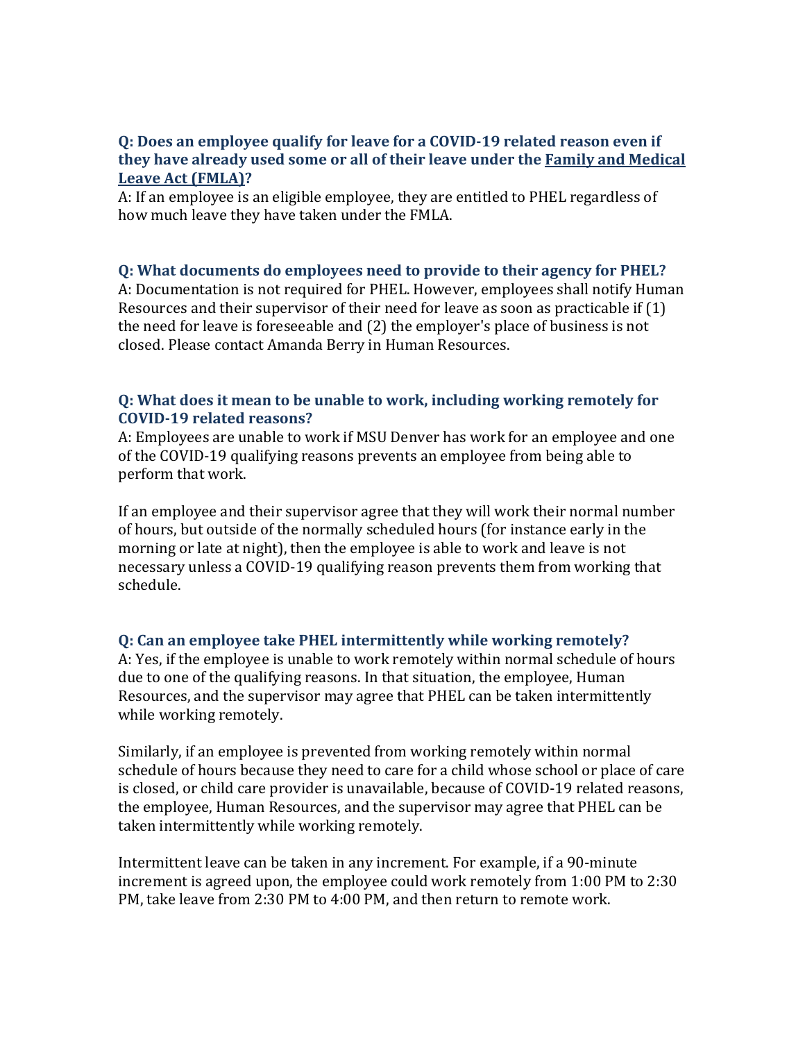### Q: Does an employee qualify for leave for a COVID-19 related reason even if they have already used some or all of their leave under the [Family and Medical Leave Act (FMLA)]?

A: If an employee is an eligible employee, they are entitled to PHEL regardless of how much leave they have taken under the FMLA.

### Q: What documents do employees need to provide to their agency for PHEL?

A: Documentation is not required for PHEL. However, employees shall notify Human Resources and their supervisor of their need for leave as soon as practicable if (1) the need for leave is foreseeable and (2) the employer's place of business is not closed. Please contact Amanda Berry in Human Resources.

### Q: What does it mean to be unable to work, including working remotely for COVID-19 related reasons?

A: Employees are unable to work if MSU Denver has work for an employee and one of the COVID-19 qualifying reasons prevents an employee from being able to perform that work.

If an employee and their supervisor agree that they will work their normal number of hours, but outside of the normally scheduled hours (for instance early in the morning or late at night), then the employee is able to work and leave is not necessary unless a COVID-19 qualifying reason prevents them from working that schedule.

### Q: Can an employee take PHEL intermittently while working remotely?

A: Yes, if the employee is unable to work remotely within normal schedule of hours due to one of the qualifying reasons. In that situation, the employee, Human Resources, and the supervisor may agree that PHEL can be taken intermittently while working remotely.

Similarly, if an employee is prevented from working remotely within normal schedule of hours because they need to care for a child whose school or place of care is closed, or child care provider is unavailable, because of COVID-19 related reasons, the employee, Human Resources, and the supervisor may agree that PHEL can be taken intermittently while working remotely.

Intermittent leave can be taken in any increment. For example, if a 90-minute increment is agreed upon, the employee could work remotely from 1:00 PM to 2:30 PM, take leave from 2:30 PM to 4:00 PM, and then return to remote work.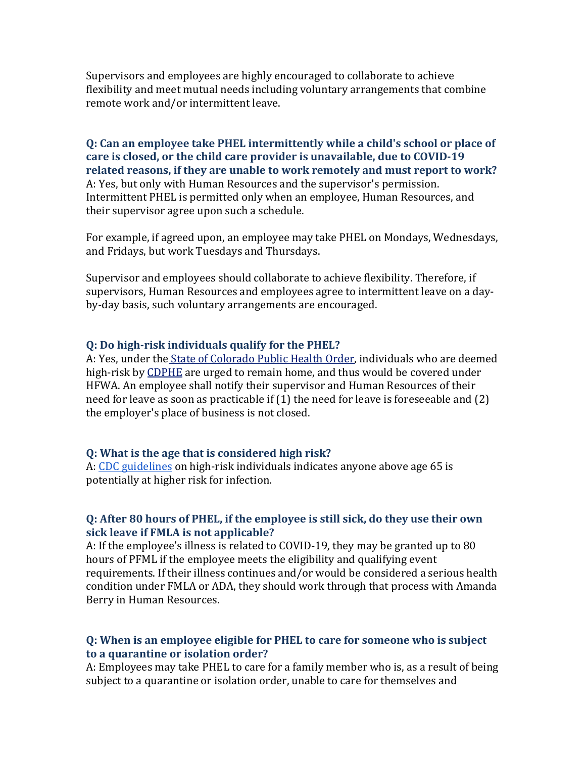Supervisors and employees are highly encouraged to collaborate to achieve flexibility and meet mutual needs including voluntary arrangements that combine remote work and/or intermittent leave.

**Q: Can an employee take PHEL intermittently while a child's school or place of care is closed, or the child care provider is unavailable, due to COVID-19 related reasons, if they are unable to work remotely and must report to work?**
A: Yes, but only with Human Resources and the supervisor's permission. Intermittent PHEL is permitted only when an employee, Human Resources, and their supervisor agree upon such a schedule.

For example, if agreed upon, an employee may take PHEL on Mondays, Wednesdays, and Fridays, but work Tuesdays and Thursdays.

Supervisor and employees should collaborate to achieve flexibility. Therefore, if supervisors, Human Resources and employees agree to intermittent leave on a day-by-day basis, such voluntary arrangements are encouraged.

**Q: Do high-risk individuals qualify for the PHEL?**
A: Yes, under the State of Colorado Public Health Order, individuals who are deemed high-risk by CDPHE are urged to remain home, and thus would be covered under HFWA. An employee shall notify their supervisor and Human Resources of their need for leave as soon as practicable if (1) the need for leave is foreseeable and (2) the employer's place of business is not closed.

**Q: What is the age that is considered high risk?**
A: CDC guidelines on high-risk individuals indicates anyone above age 65 is potentially at higher risk for infection.

**Q: After 80 hours of PHEL, if the employee is still sick, do they use their own sick leave if FMLA is not applicable?**
A: If the employee's illness is related to COVID-19, they may be granted up to 80 hours of PFML if the employee meets the eligibility and qualifying event requirements. If their illness continues and/or would be considered a serious health condition under FMLA or ADA, they should work through that process with Amanda Berry in Human Resources.

**Q: When is an employee eligible for PHEL to care for someone who is subject to a quarantine or isolation order?**
A: Employees may take PHEL to care for a family member who is, as a result of being subject to a quarantine or isolation order, unable to care for themselves and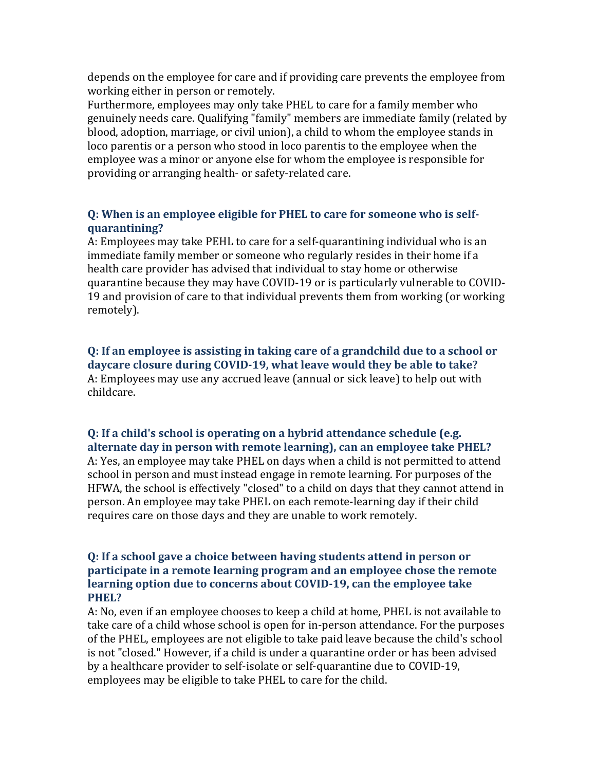depends on the employee for care and if providing care prevents the employee from working either in person or remotely.

Furthermore, employees may only take PHEL to care for a family member who genuinely needs care. Qualifying "family" members are immediate family (related by blood, adoption, marriage, or civil union), a child to whom the employee stands in loco parentis or a person who stood in loco parentis to the employee when the employee was a minor or anyone else for whom the employee is responsible for providing or arranging health- or safety-related care.

### Q: When is an employee eligible for PHEL to care for someone who is self-quarantining?

A: Employees may take PEHL to care for a self-quarantining individual who is an immediate family member or someone who regularly resides in their home if a health care provider has advised that individual to stay home or otherwise quarantine because they may have COVID-19 or is particularly vulnerable to COVID-19 and provision of care to that individual prevents them from working (or working remotely).

### Q: If an employee is assisting in taking care of a grandchild due to a school or daycare closure during COVID-19, what leave would they be able to take?

A: Employees may use any accrued leave (annual or sick leave) to help out with childcare.

### Q: If a child's school is operating on a hybrid attendance schedule (e.g. alternate day in person with remote learning), can an employee take PHEL?

A: Yes, an employee may take PHEL on days when a child is not permitted to attend school in person and must instead engage in remote learning. For purposes of the HFWA, the school is effectively "closed" to a child on days that they cannot attend in person. An employee may take PHEL on each remote-learning day if their child requires care on those days and they are unable to work remotely.

### Q: If a school gave a choice between having students attend in person or participate in a remote learning program and an employee chose the remote learning option due to concerns about COVID-19, can the employee take PHEL?

A: No, even if an employee chooses to keep a child at home, PHEL is not available to take care of a child whose school is open for in-person attendance. For the purposes of the PHEL, employees are not eligible to take paid leave because the child's school is not "closed." However, if a child is under a quarantine order or has been advised by a healthcare provider to self-isolate or self-quarantine due to COVID-19, employees may be eligible to take PHEL to care for the child.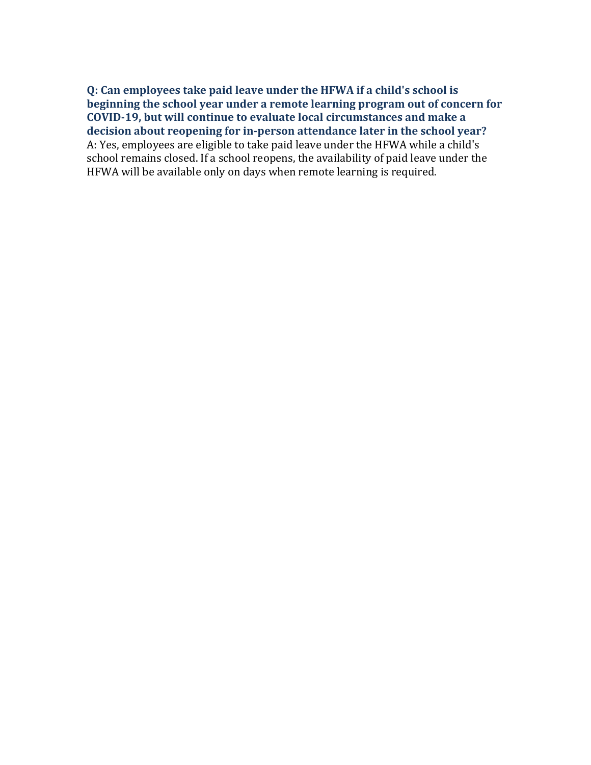**Q: Can employees take paid leave under the HFWA if a child's school is beginning the school year under a remote learning program out of concern for COVID-19, but will continue to evaluate local circumstances and make a decision about reopening for in-person attendance later in the school year?**

A: Yes, employees are eligible to take paid leave under the HFWA while a child's school remains closed. If a school reopens, the availability of paid leave under the HFWA will be available only on days when remote learning is required.